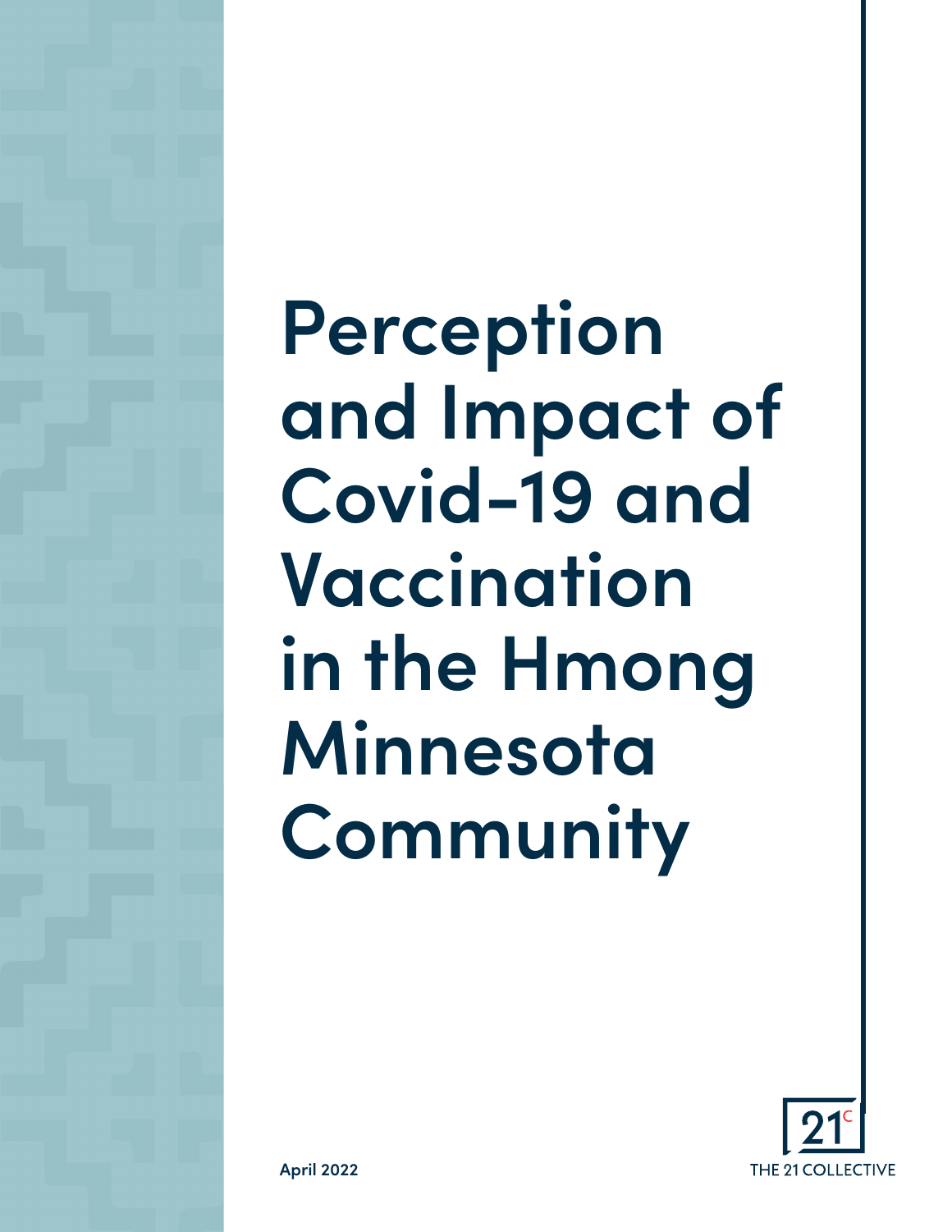# Perception and Impact of Covid-19 and Vaccination in the Hmong Minnesota Community

April 2022

THE 21 COLLECTIVE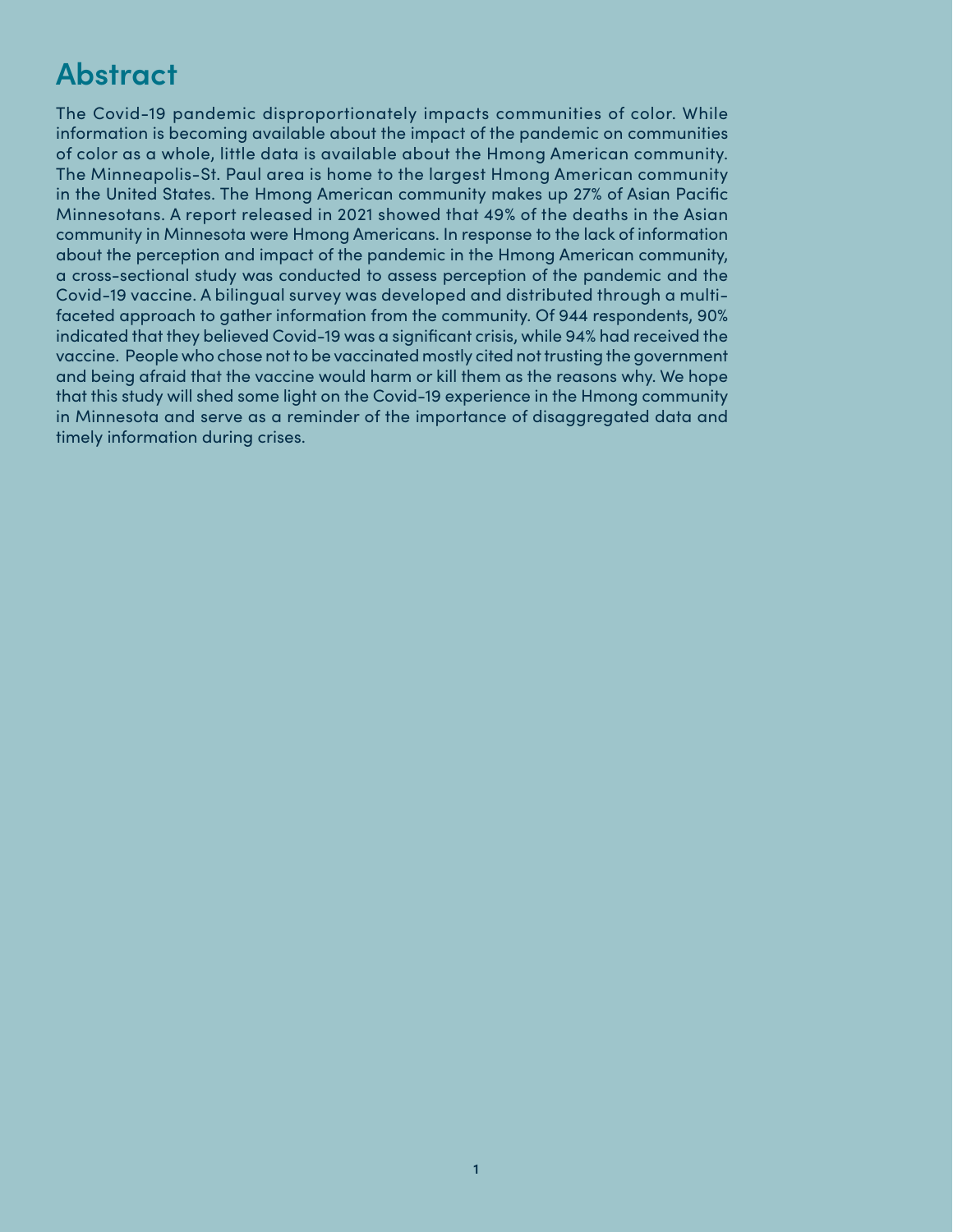# Abstract

The Covid-19 pandemic disproportionately impacts communities of color. While information is becoming available about the impact of the pandemic on communities of color as a whole, little data is available about the Hmong American community. The Minneapolis-St. Paul area is home to the largest Hmong American community in the United States. The Hmong American community makes up 27% of Asian Pacific Minnesotans. A report released in 2021 showed that 49% of the deaths in the Asian community in Minnesota were Hmong Americans. In response to the lack of information about the perception and impact of the pandemic in the Hmong American community, a cross-sectional study was conducted to assess perception of the pandemic and the Covid-19 vaccine. A bilingual survey was developed and distributed through a multi-faceted approach to gather information from the community. Of 944 respondents, 90% indicated that they believed Covid-19 was a significant crisis, while 94% had received the vaccine. People who chose not to be vaccinated mostly cited not trusting the government and being afraid that the vaccine would harm or kill them as the reasons why. We hope that this study will shed some light on the Covid-19 experience in the Hmong community in Minnesota and serve as a reminder of the importance of disaggregated data and timely information during crises.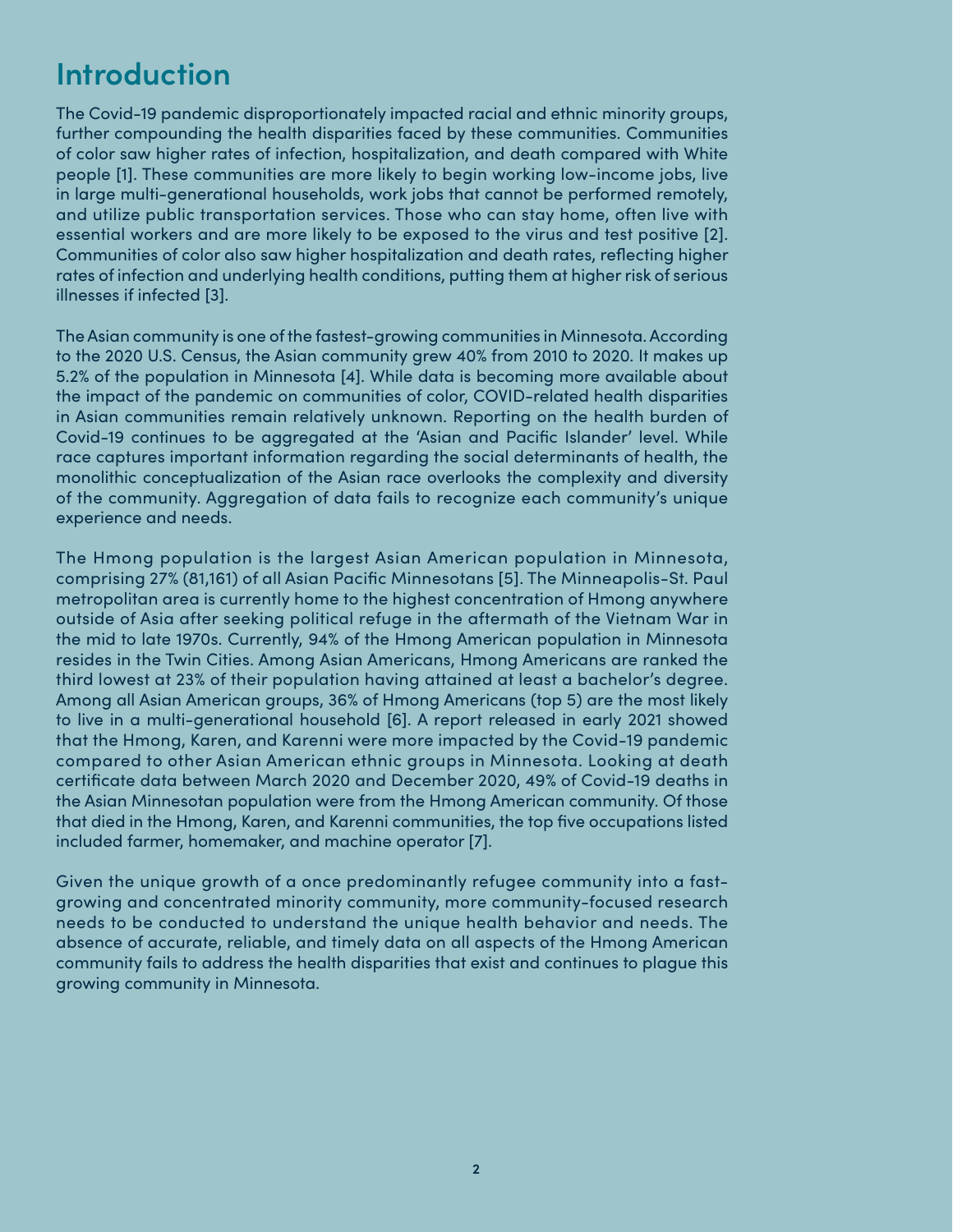# Introduction

The Covid-19 pandemic disproportionately impacted racial and ethnic minority groups, further compounding the health disparities faced by these communities. Communities of color saw higher rates of infection, hospitalization, and death compared with White people [1]. These communities are more likely to begin working low-income jobs, live in large multi-generational households, work jobs that cannot be performed remotely, and utilize public transportation services. Those who can stay home, often live with essential workers and are more likely to be exposed to the virus and test positive [2]. Communities of color also saw higher hospitalization and death rates, reflecting higher rates of infection and underlying health conditions, putting them at higher risk of serious illnesses if infected [3].

The Asian community is one of the fastest-growing communities in Minnesota. According to the 2020 U.S. Census, the Asian community grew 40% from 2010 to 2020. It makes up 5.2% of the population in Minnesota [4]. While data is becoming more available about the impact of the pandemic on communities of color, COVID-related health disparities in Asian communities remain relatively unknown. Reporting on the health burden of Covid-19 continues to be aggregated at the 'Asian and Pacific Islander' level. While race captures important information regarding the social determinants of health, the monolithic conceptualization of the Asian race overlooks the complexity and diversity of the community. Aggregation of data fails to recognize each community's unique experience and needs.

The Hmong population is the largest Asian American population in Minnesota, comprising 27% (81,161) of all Asian Pacific Minnesotans [5]. The Minneapolis-St. Paul metropolitan area is currently home to the highest concentration of Hmong anywhere outside of Asia after seeking political refuge in the aftermath of the Vietnam War in the mid to late 1970s. Currently, 94% of the Hmong American population in Minnesota resides in the Twin Cities. Among Asian Americans, Hmong Americans are ranked the third lowest at 23% of their population having attained at least a bachelor's degree. Among all Asian American groups, 36% of Hmong Americans (top 5) are the most likely to live in a multi-generational household [6]. A report released in early 2021 showed that the Hmong, Karen, and Karenni were more impacted by the Covid-19 pandemic compared to other Asian American ethnic groups in Minnesota. Looking at death certificate data between March 2020 and December 2020, 49% of Covid-19 deaths in the Asian Minnesotan population were from the Hmong American community. Of those that died in the Hmong, Karen, and Karenni communities, the top five occupations listed included farmer, homemaker, and machine operator [7].

Given the unique growth of a once predominantly refugee community into a fast-growing and concentrated minority community, more community-focused research needs to be conducted to understand the unique health behavior and needs. The absence of accurate, reliable, and timely data on all aspects of the Hmong American community fails to address the health disparities that exist and continues to plague this growing community in Minnesota.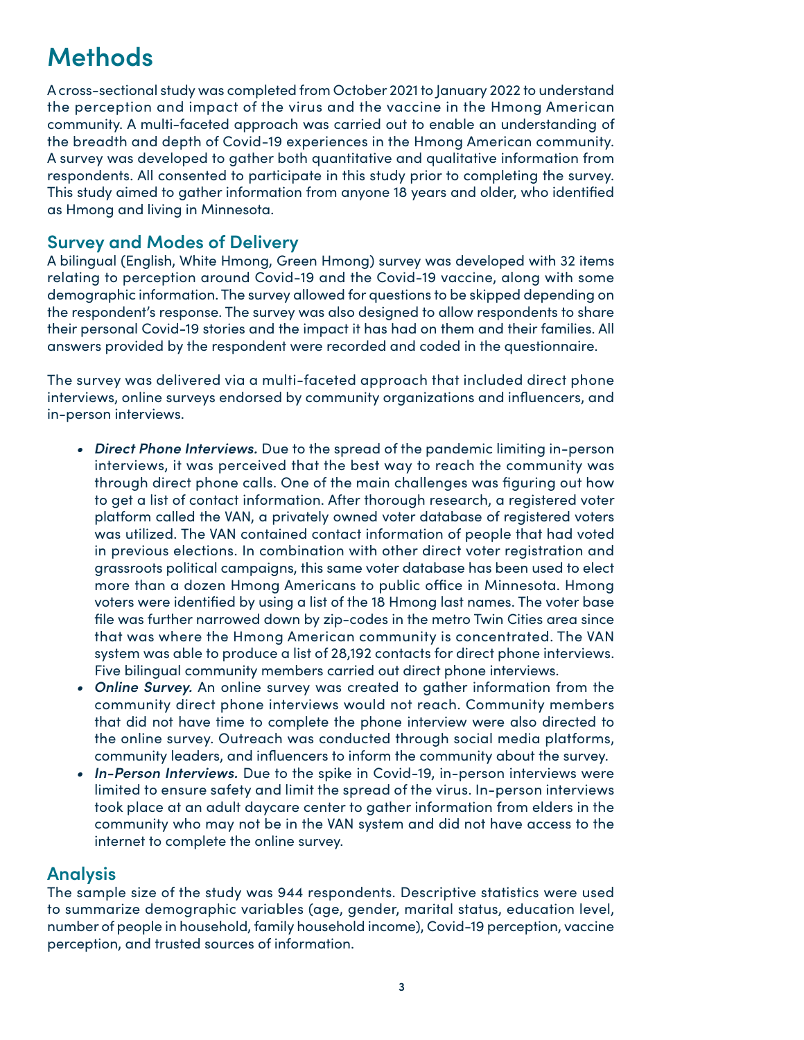# Methods

A cross-sectional study was completed from October 2021 to January 2022 to understand the perception and impact of the virus and the vaccine in the Hmong American community. A multi-faceted approach was carried out to enable an understanding of the breadth and depth of Covid-19 experiences in the Hmong American community. A survey was developed to gather both quantitative and qualitative information from respondents. All consented to participate in this study prior to completing the survey. This study aimed to gather information from anyone 18 years and older, who identified as Hmong and living in Minnesota.

## Survey and Modes of Delivery

A bilingual (English, White Hmong, Green Hmong) survey was developed with 32 items relating to perception around Covid-19 and the Covid-19 vaccine, along with some demographic information. The survey allowed for questions to be skipped depending on the respondent's response. The survey was also designed to allow respondents to share their personal Covid-19 stories and the impact it has had on them and their families. All answers provided by the respondent were recorded and coded in the questionnaire.

The survey was delivered via a multi-faceted approach that included direct phone interviews, online surveys endorsed by community organizations and influencers, and in-person interviews.

- ***Direct Phone Interviews.*** Due to the spread of the pandemic limiting in-person interviews, it was perceived that the best way to reach the community was through direct phone calls. One of the main challenges was figuring out how to get a list of contact information. After thorough research, a registered voter platform called the VAN, a privately owned voter database of registered voters was utilized. The VAN contained contact information of people that had voted in previous elections. In combination with other direct voter registration and grassroots political campaigns, this same voter database has been used to elect more than a dozen Hmong Americans to public office in Minnesota. Hmong voters were identified by using a list of the 18 Hmong last names. The voter base file was further narrowed down by zip-codes in the metro Twin Cities area since that was where the Hmong American community is concentrated. The VAN system was able to produce a list of 28,192 contacts for direct phone interviews. Five bilingual community members carried out direct phone interviews.
- ***Online Survey.*** An online survey was created to gather information from the community direct phone interviews would not reach. Community members that did not have time to complete the phone interview were also directed to the online survey. Outreach was conducted through social media platforms, community leaders, and influencers to inform the community about the survey.
- ***In-Person Interviews.*** Due to the spike in Covid-19, in-person interviews were limited to ensure safety and limit the spread of the virus. In-person interviews took place at an adult daycare center to gather information from elders in the community who may not be in the VAN system and did not have access to the internet to complete the online survey.

## Analysis

The sample size of the study was 944 respondents. Descriptive statistics were used to summarize demographic variables (age, gender, marital status, education level, number of people in household, family household income), Covid-19 perception, vaccine perception, and trusted sources of information.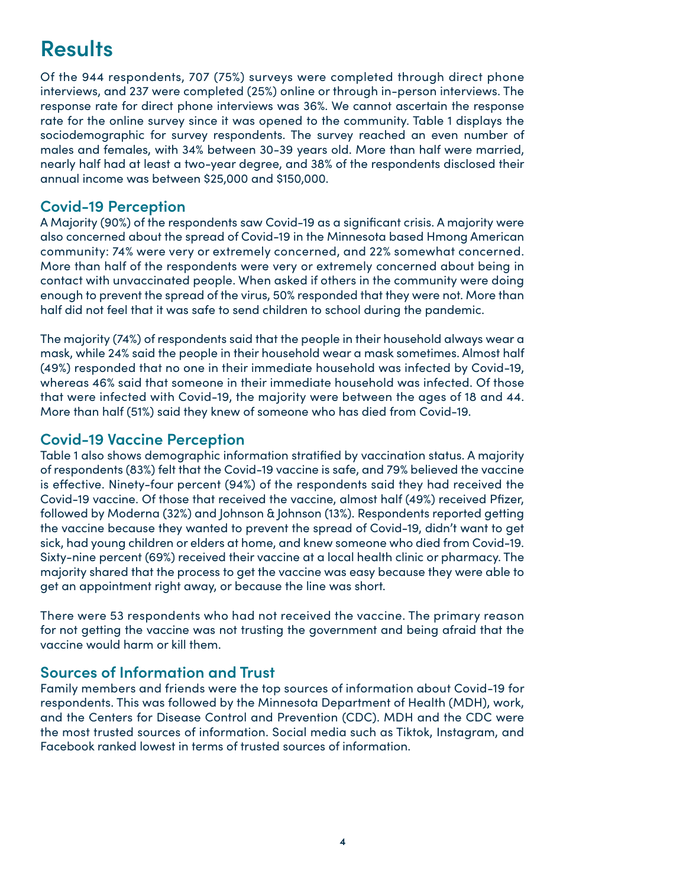# Results

Of the 944 respondents, 707 (75%) surveys were completed through direct phone interviews, and 237 were completed (25%) online or through in-person interviews. The response rate for direct phone interviews was 36%. We cannot ascertain the response rate for the online survey since it was opened to the community. Table 1 displays the sociodemographic for survey respondents. The survey reached an even number of males and females, with 34% between 30-39 years old. More than half were married, nearly half had at least a two-year degree, and 38% of the respondents disclosed their annual income was between $25,000 and $150,000.

## Covid-19 Perception

A Majority (90%) of the respondents saw Covid-19 as a significant crisis. A majority were also concerned about the spread of Covid-19 in the Minnesota based Hmong American community: 74% were very or extremely concerned, and 22% somewhat concerned. More than half of the respondents were very or extremely concerned about being in contact with unvaccinated people. When asked if others in the community were doing enough to prevent the spread of the virus, 50% responded that they were not. More than half did not feel that it was safe to send children to school during the pandemic.

The majority (74%) of respondents said that the people in their household always wear a mask, while 24% said the people in their household wear a mask sometimes. Almost half (49%) responded that no one in their immediate household was infected by Covid-19, whereas 46% said that someone in their immediate household was infected. Of those that were infected with Covid-19, the majority were between the ages of 18 and 44. More than half (51%) said they knew of someone who has died from Covid-19.

## Covid-19 Vaccine Perception

Table 1 also shows demographic information stratified by vaccination status. A majority of respondents (83%) felt that the Covid-19 vaccine is safe, and 79% believed the vaccine is effective. Ninety-four percent (94%) of the respondents said they had received the Covid-19 vaccine. Of those that received the vaccine, almost half (49%) received Pfizer, followed by Moderna (32%) and Johnson & Johnson (13%). Respondents reported getting the vaccine because they wanted to prevent the spread of Covid-19, didn't want to get sick, had young children or elders at home, and knew someone who died from Covid-19. Sixty-nine percent (69%) received their vaccine at a local health clinic or pharmacy. The majority shared that the process to get the vaccine was easy because they were able to get an appointment right away, or because the line was short.

There were 53 respondents who had not received the vaccine. The primary reason for not getting the vaccine was not trusting the government and being afraid that the vaccine would harm or kill them.

## Sources of Information and Trust

Family members and friends were the top sources of information about Covid-19 for respondents. This was followed by the Minnesota Department of Health (MDH), work, and the Centers for Disease Control and Prevention (CDC). MDH and the CDC were the most trusted sources of information. Social media such as Tiktok, Instagram, and Facebook ranked lowest in terms of trusted sources of information.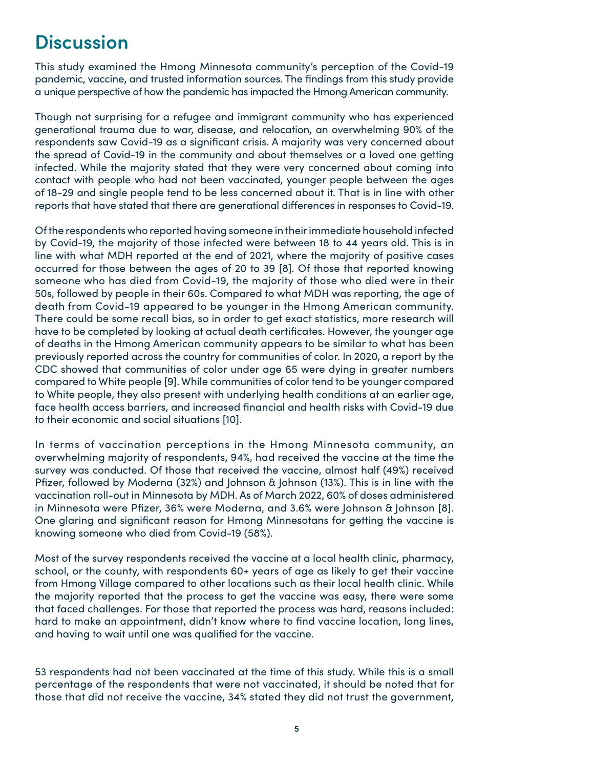## Discussion

This study examined the Hmong Minnesota community's perception of the Covid-19 pandemic, vaccine, and trusted information sources. The findings from this study provide a unique perspective of how the pandemic has impacted the Hmong American community.

Though not surprising for a refugee and immigrant community who has experienced generational trauma due to war, disease, and relocation, an overwhelming 90% of the respondents saw Covid-19 as a significant crisis. A majority was very concerned about the spread of Covid-19 in the community and about themselves or a loved one getting infected. While the majority stated that they were very concerned about coming into contact with people who had not been vaccinated, younger people between the ages of 18-29 and single people tend to be less concerned about it. That is in line with other reports that have stated that there are generational differences in responses to Covid-19.

Of the respondents who reported having someone in their immediate household infected by Covid-19, the majority of those infected were between 18 to 44 years old. This is in line with what MDH reported at the end of 2021, where the majority of positive cases occurred for those between the ages of 20 to 39 [8]. Of those that reported knowing someone who has died from Covid-19, the majority of those who died were in their 50s, followed by people in their 60s. Compared to what MDH was reporting, the age of death from Covid-19 appeared to be younger in the Hmong American community. There could be some recall bias, so in order to get exact statistics, more research will have to be completed by looking at actual death certificates. However, the younger age of deaths in the Hmong American community appears to be similar to what has been previously reported across the country for communities of color. In 2020, a report by the CDC showed that communities of color under age 65 were dying in greater numbers compared to White people [9]. While communities of color tend to be younger compared to White people, they also present with underlying health conditions at an earlier age, face health access barriers, and increased financial and health risks with Covid-19 due to their economic and social situations [10].

In terms of vaccination perceptions in the Hmong Minnesota community, an overwhelming majority of respondents, 94%, had received the vaccine at the time the survey was conducted. Of those that received the vaccine, almost half (49%) received Pfizer, followed by Moderna (32%) and Johnson & Johnson (13%). This is in line with the vaccination roll-out in Minnesota by MDH. As of March 2022, 60% of doses administered in Minnesota were Pfizer, 36% were Moderna, and 3.6% were Johnson & Johnson [8]. One glaring and significant reason for Hmong Minnesotans for getting the vaccine is knowing someone who died from Covid-19 (58%).

Most of the survey respondents received the vaccine at a local health clinic, pharmacy, school, or the county, with respondents 60+ years of age as likely to get their vaccine from Hmong Village compared to other locations such as their local health clinic. While the majority reported that the process to get the vaccine was easy, there were some that faced challenges. For those that reported the process was hard, reasons included: hard to make an appointment, didn't know where to find vaccine location, long lines, and having to wait until one was qualified for the vaccine.

53 respondents had not been vaccinated at the time of this study. While this is a small percentage of the respondents that were not vaccinated, it should be noted that for those that did not receive the vaccine, 34% stated they did not trust the government,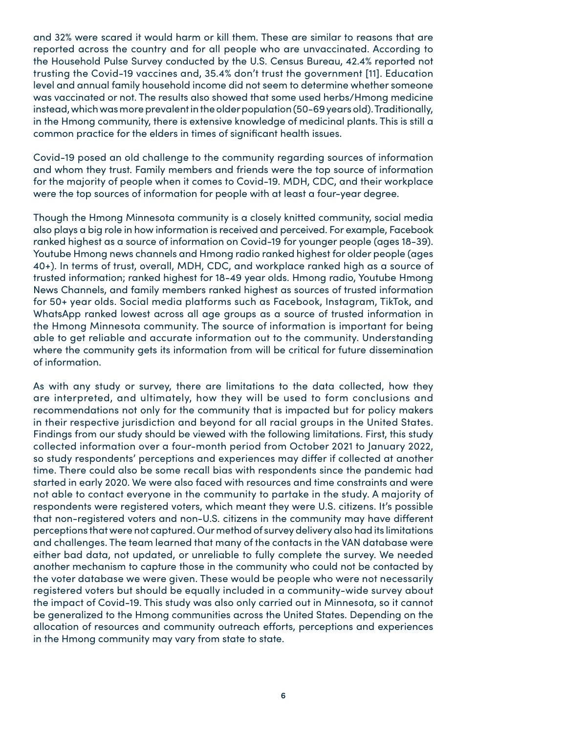and 32% were scared it would harm or kill them. These are similar to reasons that are reported across the country and for all people who are unvaccinated. According to the Household Pulse Survey conducted by the U.S. Census Bureau, 42.4% reported not trusting the Covid-19 vaccines and, 35.4% don't trust the government [11]. Education level and annual family household income did not seem to determine whether someone was vaccinated or not. The results also showed that some used herbs/Hmong medicine instead, which was more prevalent in the older population (50-69 years old). Traditionally, in the Hmong community, there is extensive knowledge of medicinal plants. This is still a common practice for the elders in times of significant health issues.

Covid-19 posed an old challenge to the community regarding sources of information and whom they trust. Family members and friends were the top source of information for the majority of people when it comes to Covid-19. MDH, CDC, and their workplace were the top sources of information for people with at least a four-year degree.

Though the Hmong Minnesota community is a closely knitted community, social media also plays a big role in how information is received and perceived. For example, Facebook ranked highest as a source of information on Covid-19 for younger people (ages 18-39). Youtube Hmong news channels and Hmong radio ranked highest for older people (ages 40+). In terms of trust, overall, MDH, CDC, and workplace ranked high as a source of trusted information; ranked highest for 18-49 year olds. Hmong radio, Youtube Hmong News Channels, and family members ranked highest as sources of trusted information for 50+ year olds. Social media platforms such as Facebook, Instagram, TikTok, and WhatsApp ranked lowest across all age groups as a source of trusted information in the Hmong Minnesota community. The source of information is important for being able to get reliable and accurate information out to the community. Understanding where the community gets its information from will be critical for future dissemination of information.

As with any study or survey, there are limitations to the data collected, how they are interpreted, and ultimately, how they will be used to form conclusions and recommendations not only for the community that is impacted but for policy makers in their respective jurisdiction and beyond for all racial groups in the United States. Findings from our study should be viewed with the following limitations. First, this study collected information over a four-month period from October 2021 to January 2022, so study respondents' perceptions and experiences may differ if collected at another time. There could also be some recall bias with respondents since the pandemic had started in early 2020. We were also faced with resources and time constraints and were not able to contact everyone in the community to partake in the study. A majority of respondents were registered voters, which meant they were U.S. citizens. It's possible that non-registered voters and non-U.S. citizens in the community may have different perceptions that were not captured. Our method of survey delivery also had its limitations and challenges. The team learned that many of the contacts in the VAN database were either bad data, not updated, or unreliable to fully complete the survey. We needed another mechanism to capture those in the community who could not be contacted by the voter database we were given. These would be people who were not necessarily registered voters but should be equally included in a community-wide survey about the impact of Covid-19. This study was also only carried out in Minnesota, so it cannot be generalized to the Hmong communities across the United States. Depending on the allocation of resources and community outreach efforts, perceptions and experiences in the Hmong community may vary from state to state.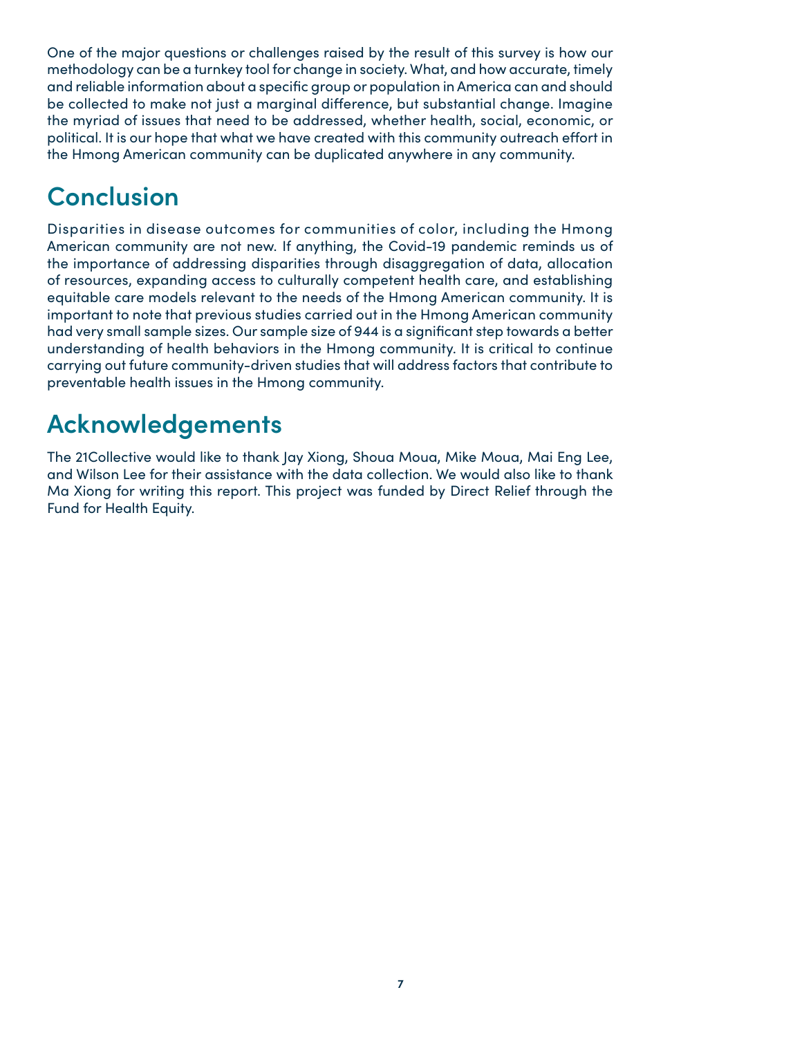One of the major questions or challenges raised by the result of this survey is how our methodology can be a turnkey tool for change in society. What, and how accurate, timely and reliable information about a specific group or population in America can and should be collected to make not just a marginal difference, but substantial change. Imagine the myriad of issues that need to be addressed, whether health, social, economic, or political. It is our hope that what we have created with this community outreach effort in the Hmong American community can be duplicated anywhere in any community.

## Conclusion

Disparities in disease outcomes for communities of color, including the Hmong American community are not new. If anything, the Covid-19 pandemic reminds us of the importance of addressing disparities through disaggregation of data, allocation of resources, expanding access to culturally competent health care, and establishing equitable care models relevant to the needs of the Hmong American community. It is important to note that previous studies carried out in the Hmong American community had very small sample sizes. Our sample size of 944 is a significant step towards a better understanding of health behaviors in the Hmong community. It is critical to continue carrying out future community-driven studies that will address factors that contribute to preventable health issues in the Hmong community.

## Acknowledgements

The 21Collective would like to thank Jay Xiong, Shoua Moua, Mike Moua, Mai Eng Lee, and Wilson Lee for their assistance with the data collection. We would also like to thank Ma Xiong for writing this report. This project was funded by Direct Relief through the Fund for Health Equity.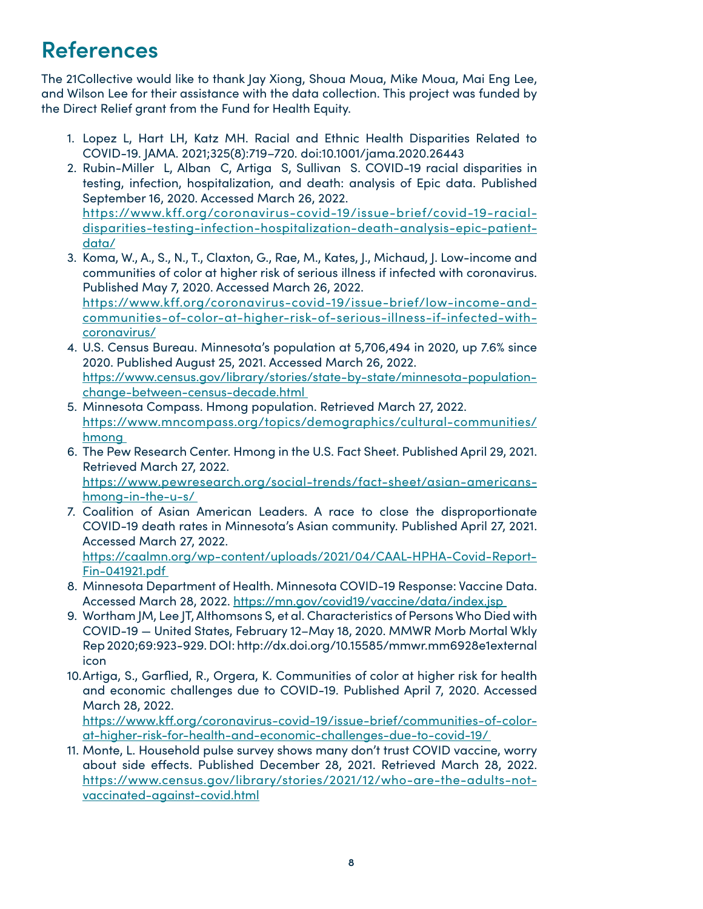# References

The 21Collective would like to thank Jay Xiong, Shoua Moua, Mike Moua, Mai Eng Lee, and Wilson Lee for their assistance with the data collection. This project was funded by the Direct Relief grant from the Fund for Health Equity.

1. Lopez L, Hart LH, Katz MH. Racial and Ethnic Health Disparities Related to COVID-19. JAMA. 2021;325(8):719–720. doi:10.1001/jama.2020.26443
2. Rubin-Miller L, Alban C, Artiga S, Sullivan S. COVID-19 racial disparities in testing, infection, hospitalization, and death: analysis of Epic data. Published September 16, 2020. Accessed March 26, 2022. https://www.kff.org/coronavirus-covid-19/issue-brief/covid-19-racial-disparities-testing-infection-hospitalization-death-analysis-epic-patient-data/
3. Koma, W., A., S., N., T., Claxton, G., Rae, M., Kates, J., Michaud, J. Low-income and communities of color at higher risk of serious illness if infected with coronavirus. Published May 7, 2020. Accessed March 26, 2022. https://www.kff.org/coronavirus-covid-19/issue-brief/low-income-and-communities-of-color-at-higher-risk-of-serious-illness-if-infected-with-coronavirus/
4. U.S. Census Bureau. Minnesota's population at 5,706,494 in 2020, up 7.6% since 2020. Published August 25, 2021. Accessed March 26, 2022. https://www.census.gov/library/stories/state-by-state/minnesota-population-change-between-census-decade.html
5. Minnesota Compass. Hmong population. Retrieved March 27, 2022. https://www.mncompass.org/topics/demographics/cultural-communities/hmong
6. The Pew Research Center. Hmong in the U.S. Fact Sheet. Published April 29, 2021. Retrieved March 27, 2022. https://www.pewresearch.org/social-trends/fact-sheet/asian-americans-hmong-in-the-u-s/
7. Coalition of Asian American Leaders. A race to close the disproportionate COVID-19 death rates in Minnesota's Asian community. Published April 27, 2021. Accessed March 27, 2022. https://caalmn.org/wp-content/uploads/2021/04/CAAL-HPHA-Covid-Report-Fin-041921.pdf
8. Minnesota Department of Health. Minnesota COVID-19 Response: Vaccine Data. Accessed March 28, 2022. https://mn.gov/covid19/vaccine/data/index.jsp
9. Wortham JM, Lee JT, Althomsons S, et al. Characteristics of Persons Who Died with COVID-19 — United States, February 12–May 18, 2020. MMWR Morb Mortal Wkly Rep 2020;69:923-929. DOI: http://dx.doi.org/10.15585/mmwr.mm6928e1external icon
10. Artiga, S., Garflied, R., Orgera, K. Communities of color at higher risk for health and economic challenges due to COVID-19. Published April 7, 2020. Accessed March 28, 2022. https://www.kff.org/coronavirus-covid-19/issue-brief/communities-of-color-at-higher-risk-for-health-and-economic-challenges-due-to-covid-19/
11. Monte, L. Household pulse survey shows many don't trust COVID vaccine, worry about side effects. Published December 28, 2021. Retrieved March 28, 2022. https://www.census.gov/library/stories/2021/12/who-are-the-adults-not-vaccinated-against-covid.html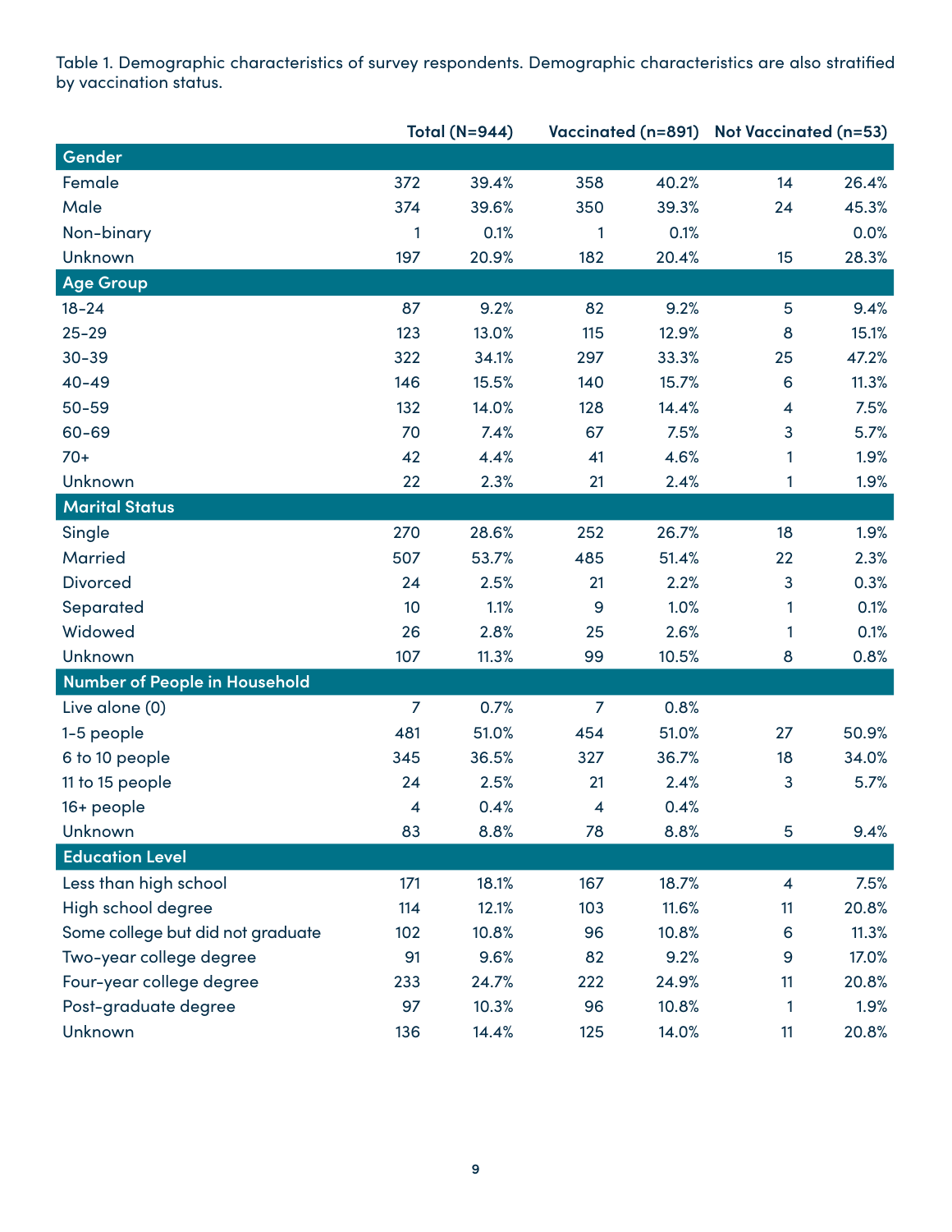Table 1. Demographic characteristics of survey respondents. Demographic characteristics are also stratified by vaccination status.

| | Total (N=944) | | Vaccinated (n=891) | | Not Vaccinated (n=53) | |
|---|---|---|---|---|---|---|
| **Gender** | | | | | | |
| Female | 372 | 39.4% | 358 | 40.2% | 14 | 26.4% |
| Male | 374 | 39.6% | 350 | 39.3% | 24 | 45.3% |
| Non-binary | 1 | 0.1% | 1 | 0.1% | | 0.0% |
| Unknown | 197 | 20.9% | 182 | 20.4% | 15 | 28.3% |
| **Age Group** | | | | | | |
| 18-24 | 87 | 9.2% | 82 | 9.2% | 5 | 9.4% |
| 25-29 | 123 | 13.0% | 115 | 12.9% | 8 | 15.1% |
| 30-39 | 322 | 34.1% | 297 | 33.3% | 25 | 47.2% |
| 40-49 | 146 | 15.5% | 140 | 15.7% | 6 | 11.3% |
| 50-59 | 132 | 14.0% | 128 | 14.4% | 4 | 7.5% |
| 60-69 | 70 | 7.4% | 67 | 7.5% | 3 | 5.7% |
| 70+ | 42 | 4.4% | 41 | 4.6% | 1 | 1.9% |
| Unknown | 22 | 2.3% | 21 | 2.4% | 1 | 1.9% |
| **Marital Status** | | | | | | |
| Single | 270 | 28.6% | 252 | 26.7% | 18 | 1.9% |
| Married | 507 | 53.7% | 485 | 51.4% | 22 | 2.3% |
| Divorced | 24 | 2.5% | 21 | 2.2% | 3 | 0.3% |
| Separated | 10 | 1.1% | 9 | 1.0% | 1 | 0.1% |
| Widowed | 26 | 2.8% | 25 | 2.6% | 1 | 0.1% |
| Unknown | 107 | 11.3% | 99 | 10.5% | 8 | 0.8% |
| **Number of People in Household** | | | | | | |
| Live alone (0) | 7 | 0.7% | 7 | 0.8% | | |
| 1-5 people | 481 | 51.0% | 454 | 51.0% | 27 | 50.9% |
| 6 to 10 people | 345 | 36.5% | 327 | 36.7% | 18 | 34.0% |
| 11 to 15 people | 24 | 2.5% | 21 | 2.4% | 3 | 5.7% |
| 16+ people | 4 | 0.4% | 4 | 0.4% | | |
| Unknown | 83 | 8.8% | 78 | 8.8% | 5 | 9.4% |
| **Education Level** | | | | | | |
| Less than high school | 171 | 18.1% | 167 | 18.7% | 4 | 7.5% |
| High school degree | 114 | 12.1% | 103 | 11.6% | 11 | 20.8% |
| Some college but did not graduate | 102 | 10.8% | 96 | 10.8% | 6 | 11.3% |
| Two-year college degree | 91 | 9.6% | 82 | 9.2% | 9 | 17.0% |
| Four-year college degree | 233 | 24.7% | 222 | 24.9% | 11 | 20.8% |
| Post-graduate degree | 97 | 10.3% | 96 | 10.8% | 1 | 1.9% |
| Unknown | 136 | 14.4% | 125 | 14.0% | 11 | 20.8% |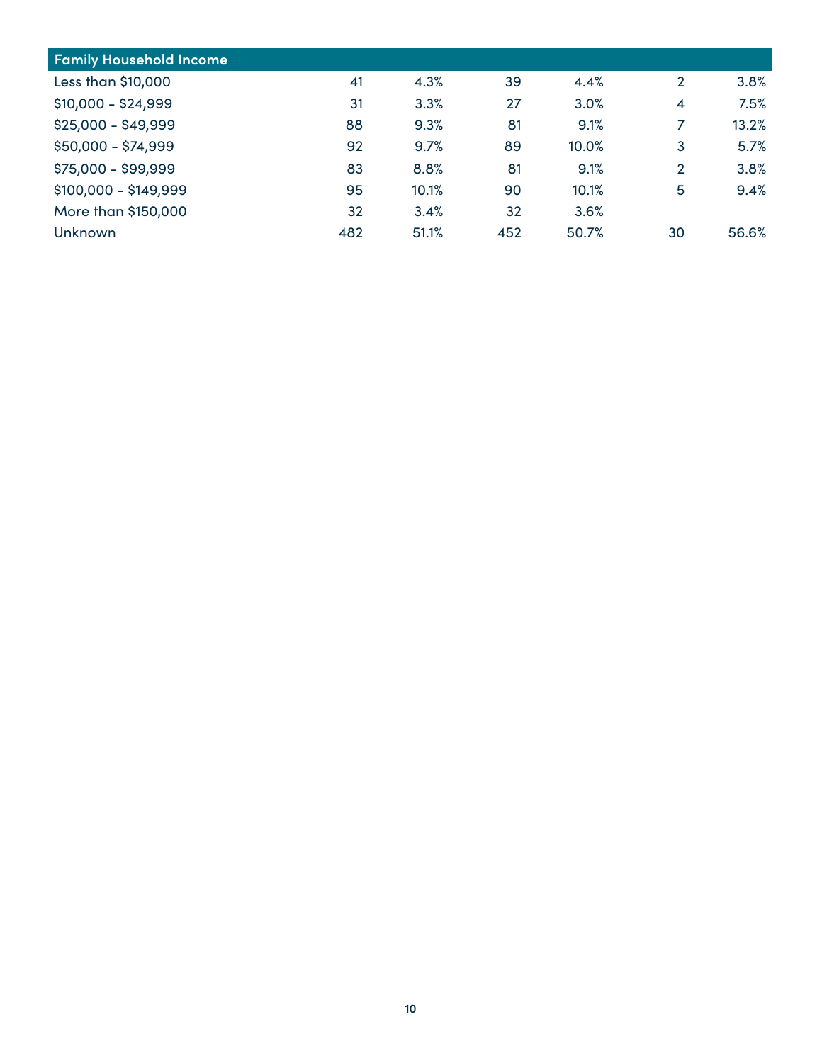| Family Household Income | | | | | | |
|---|---|---|---|---|---|---|
| Less than $10,000 | 41 | 4.3% | 39 | 4.4% | 2 | 3.8% |
| $10,000 - $24,999 | 31 | 3.3% | 27 | 3.0% | 4 | 7.5% |
| $25,000 - $49,999 | 88 | 9.3% | 81 | 9.1% | 7 | 13.2% |
| $50,000 - $74,999 | 92 | 9.7% | 89 | 10.0% | 3 | 5.7% |
| $75,000 - $99,999 | 83 | 8.8% | 81 | 9.1% | 2 | 3.8% |
| $100,000 - $149,999 | 95 | 10.1% | 90 | 10.1% | 5 | 9.4% |
| More than $150,000 | 32 | 3.4% | 32 | 3.6% | | |
| Unknown | 482 | 51.1% | 452 | 50.7% | 30 | 56.6% |